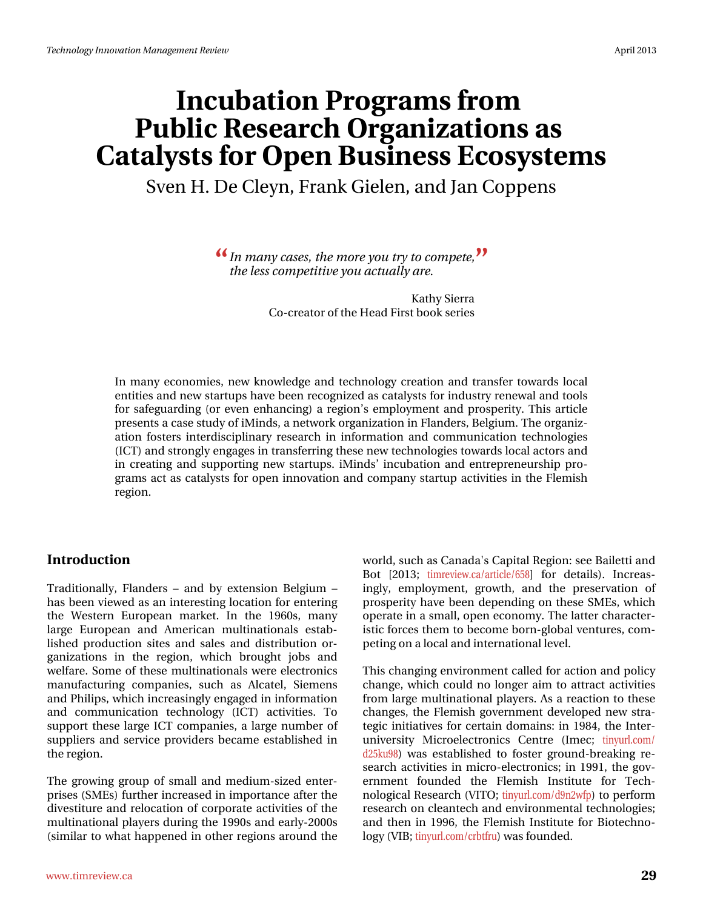# Incubation Programs from Public Research Organizations as Catalysts for Open Business Ecosystems

Sven H. De Cleyn, Frank Gielen, and Jan Coppens

> *In many cases, the more you try to compete, the less competitive you actually are.*
>
> Kathy Sierra
> Co-creator of the Head First book series

In many economies, new knowledge and technology creation and transfer towards local entities and new startups have been recognized as catalysts for industry renewal and tools for safeguarding (or even enhancing) a region's employment and prosperity. This article presents a case study of iMinds, a network organization in Flanders, Belgium. The organization fosters interdisciplinary research in information and communication technologies (ICT) and strongly engages in transferring these new technologies towards local actors and in creating and supporting new startups. iMinds' incubation and entrepreneurship programs act as catalysts for open innovation and company startup activities in the Flemish region.

## Introduction

Traditionally, Flanders – and by extension Belgium – has been viewed as an interesting location for entering the Western European market. In the 1960s, many large European and American multinationals established production sites and sales and distribution organizations in the region, which brought jobs and welfare. Some of these multinationals were electronics manufacturing companies, such as Alcatel, Siemens and Philips, which increasingly engaged in information and communication technology (ICT) activities. To support these large ICT companies, a large number of suppliers and service providers became established in the region.

The growing group of small and medium-sized enterprises (SMEs) further increased in importance after the divestiture and relocation of corporate activities of the multinational players during the 1990s and early-2000s (similar to what happened in other regions around the world, such as Canada's Capital Region: see Bailetti and Bot [2013; timreview.ca/article/658] for details). Increasingly, employment, growth, and the preservation of prosperity have been depending on these SMEs, which operate in a small, open economy. The latter characteristic forces them to become born-global ventures, competing on a local and international level.

This changing environment called for action and policy change, which could no longer aim to attract activities from large multinational players. As a reaction to these changes, the Flemish government developed new strategic initiatives for certain domains: in 1984, the Interuniversity Microelectronics Centre (Imec; tinyurl.com/d25ku98) was established to foster ground-breaking research activities in micro-electronics; in 1991, the government founded the Flemish Institute for Technological Research (VITO; tinyurl.com/d9n2wfp) to perform research on cleantech and environmental technologies; and then in 1996, the Flemish Institute for Biotechnology (VIB; tinyurl.com/crbtfru) was founded.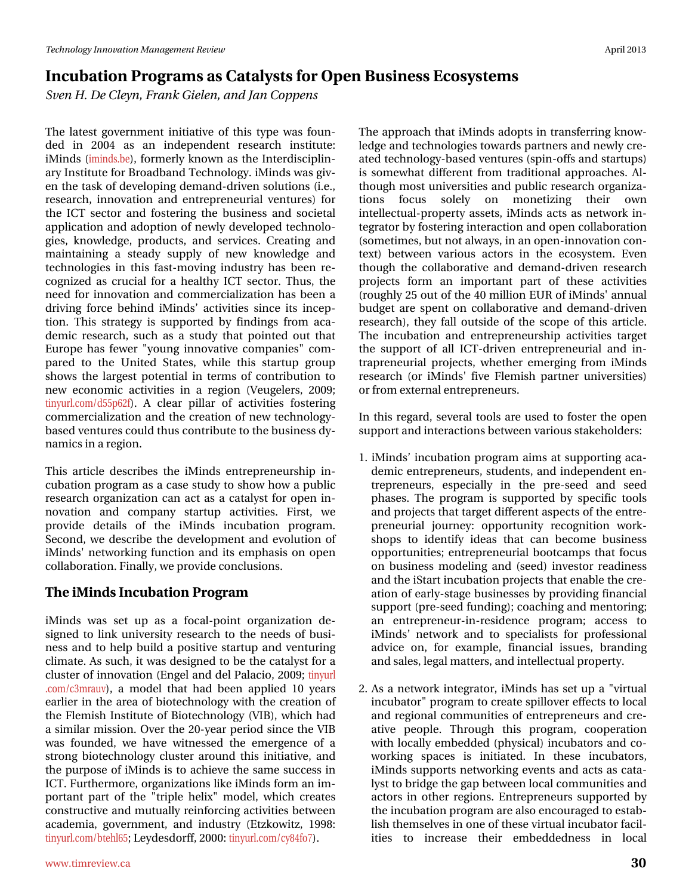# Incubation Programs as Catalysts for Open Business Ecosystems

*Sven H. De Cleyn, Frank Gielen, and Jan Coppens*

The latest government initiative of this type was founded in 2004 as an independent research institute: iMinds (iminds.be), formerly known as the Interdisciplinary Institute for Broadband Technology. iMinds was given the task of developing demand-driven solutions (i.e., research, innovation and entrepreneurial ventures) for the ICT sector and fostering the business and societal application and adoption of newly developed technologies, knowledge, products, and services. Creating and maintaining a steady supply of new knowledge and technologies in this fast-moving industry has been recognized as crucial for a healthy ICT sector. Thus, the need for innovation and commercialization has been a driving force behind iMinds' activities since its inception. This strategy is supported by findings from academic research, such as a study that pointed out that Europe has fewer "young innovative companies" compared to the United States, while this startup group shows the largest potential in terms of contribution to new economic activities in a region (Veugelers, 2009; tinyurl.com/d55p62f). A clear pillar of activities fostering commercialization and the creation of new technology-based ventures could thus contribute to the business dynamics in a region.

This article describes the iMinds entrepreneurship incubation program as a case study to show how a public research organization can act as a catalyst for open innovation and company startup activities. First, we provide details of the iMinds incubation program. Second, we describe the development and evolution of iMinds' networking function and its emphasis on open collaboration. Finally, we provide conclusions.

## The iMinds Incubation Program

iMinds was set up as a focal-point organization designed to link university research to the needs of business and to help build a positive startup and venturing climate. As such, it was designed to be the catalyst for a cluster of innovation (Engel and del Palacio, 2009; tinyurl.com/c3mrauv), a model that had been applied 10 years earlier in the area of biotechnology with the creation of the Flemish Institute of Biotechnology (VIB), which had a similar mission. Over the 20-year period since the VIB was founded, we have witnessed the emergence of a strong biotechnology cluster around this initiative, and the purpose of iMinds is to achieve the same success in ICT. Furthermore, organizations like iMinds form an important part of the "triple helix" model, which creates constructive and mutually reinforcing activities between academia, government, and industry (Etzkowitz, 1998: tinyurl.com/btehl65; Leydesdorff, 2000: tinyurl.com/cy84fo7).

The approach that iMinds adopts in transferring knowledge and technologies towards partners and newly created technology-based ventures (spin-offs and startups) is somewhat different from traditional approaches. Although most universities and public research organizations focus solely on monetizing their own intellectual-property assets, iMinds acts as network integrator by fostering interaction and open collaboration (sometimes, but not always, in an open-innovation context) between various actors in the ecosystem. Even though the collaborative and demand-driven research projects form an important part of these activities (roughly 25 out of the 40 million EUR of iMinds' annual budget are spent on collaborative and demand-driven research), they fall outside of the scope of this article. The incubation and entrepreneurship activities target the support of all ICT-driven entrepreneurial and intrapreneurial projects, whether emerging from iMinds research (or iMinds' five Flemish partner universities) or from external entrepreneurs.

In this regard, several tools are used to foster the open support and interactions between various stakeholders:

1. iMinds' incubation program aims at supporting academic entrepreneurs, students, and independent entrepreneurs, especially in the pre-seed and seed phases. The program is supported by specific tools and projects that target different aspects of the entrepreneurial journey: opportunity recognition workshops to identify ideas that can become business opportunities; entrepreneurial bootcamps that focus on business modeling and (seed) investor readiness and the iStart incubation projects that enable the creation of early-stage businesses by providing financial support (pre-seed funding); coaching and mentoring; an entrepreneur-in-residence program; access to iMinds' network and to specialists for professional advice on, for example, financial issues, branding and sales, legal matters, and intellectual property.

2. As a network integrator, iMinds has set up a "virtual incubator" program to create spillover effects to local and regional communities of entrepreneurs and creative people. Through this program, cooperation with locally embedded (physical) incubators and co-working spaces is initiated. In these incubators, iMinds supports networking events and acts as catalyst to bridge the gap between local communities and actors in other regions. Entrepreneurs supported by the incubation program are also encouraged to establish themselves in one of these virtual incubator facilities to increase their embeddedness in local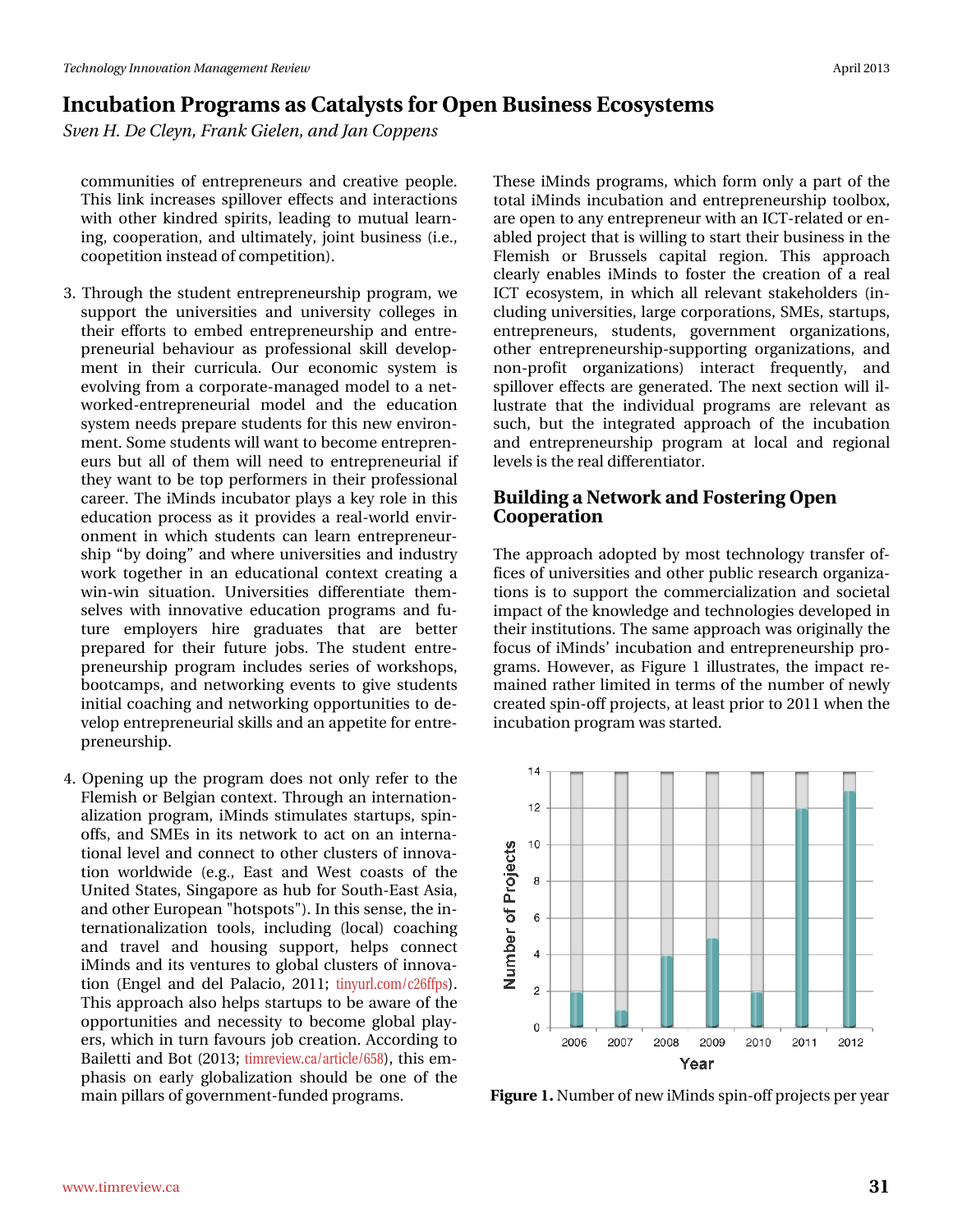communities of entrepreneurs and creative people. This link increases spillover effects and interactions with other kindred spirits, leading to mutual learning, cooperation, and ultimately, joint business (i.e., coopetition instead of competition).

3. Through the student entrepreneurship program, we support the universities and university colleges in their efforts to embed entrepreneurship and entrepreneurial behaviour as professional skill development in their curricula. Our economic system is evolving from a corporate-managed model to a networked-entrepreneurial model and the education system needs prepare students for this new environment. Some students will want to become entrepreneurs but all of them will need to entrepreneurial if they want to be top performers in their professional career. The iMinds incubator plays a key role in this education process as it provides a real-world environment in which students can learn entrepreneurship "by doing" and where universities and industry work together in an educational context creating a win-win situation. Universities differentiate themselves with innovative education programs and future employers hire graduates that are better prepared for their future jobs. The student entrepreneurship program includes series of workshops, bootcamps, and networking events to give students initial coaching and networking opportunities to develop entrepreneurial skills and an appetite for entrepreneurship.

4. Opening up the program does not only refer to the Flemish or Belgian context. Through an internationalization program, iMinds stimulates startups, spin-offs, and SMEs in its network to act on an international level and connect to other clusters of innovation worldwide (e.g., East and West coasts of the United States, Singapore as hub for South-East Asia, and other European "hotspots"). In this sense, the internationalization tools, including (local) coaching and travel and housing support, helps connect iMinds and its ventures to global clusters of innovation (Engel and del Palacio, 2011; tinyurl.com/c26ffps). This approach also helps startups to be aware of the opportunities and necessity to become global players, which in turn favours job creation. According to Bailetti and Bot (2013; timreview.ca/article/658), this emphasis on early globalization should be one of the main pillars of government-funded programs.

These iMinds programs, which form only a part of the total iMinds incubation and entrepreneurship toolbox, are open to any entrepreneur with an ICT-related or enabled project that is willing to start their business in the Flemish or Brussels capital region. This approach clearly enables iMinds to foster the creation of a real ICT ecosystem, in which all relevant stakeholders (including universities, large corporations, SMEs, startups, entrepreneurs, students, government organizations, other entrepreneurship-supporting organizations, and non-profit organizations) interact frequently, and spillover effects are generated. The next section will illustrate that the individual programs are relevant as such, but the integrated approach of the incubation and entrepreneurship program at local and regional levels is the real differentiator.

## Building a Network and Fostering Open Cooperation

The approach adopted by most technology transfer offices of universities and other public research organizations is to support the commercialization and societal impact of the knowledge and technologies developed in their institutions. The same approach was originally the focus of iMinds' incubation and entrepreneurship programs. However, as Figure 1 illustrates, the impact remained rather limited in terms of the number of newly created spin-off projects, at least prior to 2011 when the incubation program was started.

| Year | Number of Projects |
|---|---|
| 2006 | 2 |
| 2007 | 1 |
| 2008 | 4 |
| 2009 | 5 |
| 2010 | 2 |
| 2011 | 12 |
| 2012 | 13 |

**Figure 1.** Number of new iMinds spin-off projects per year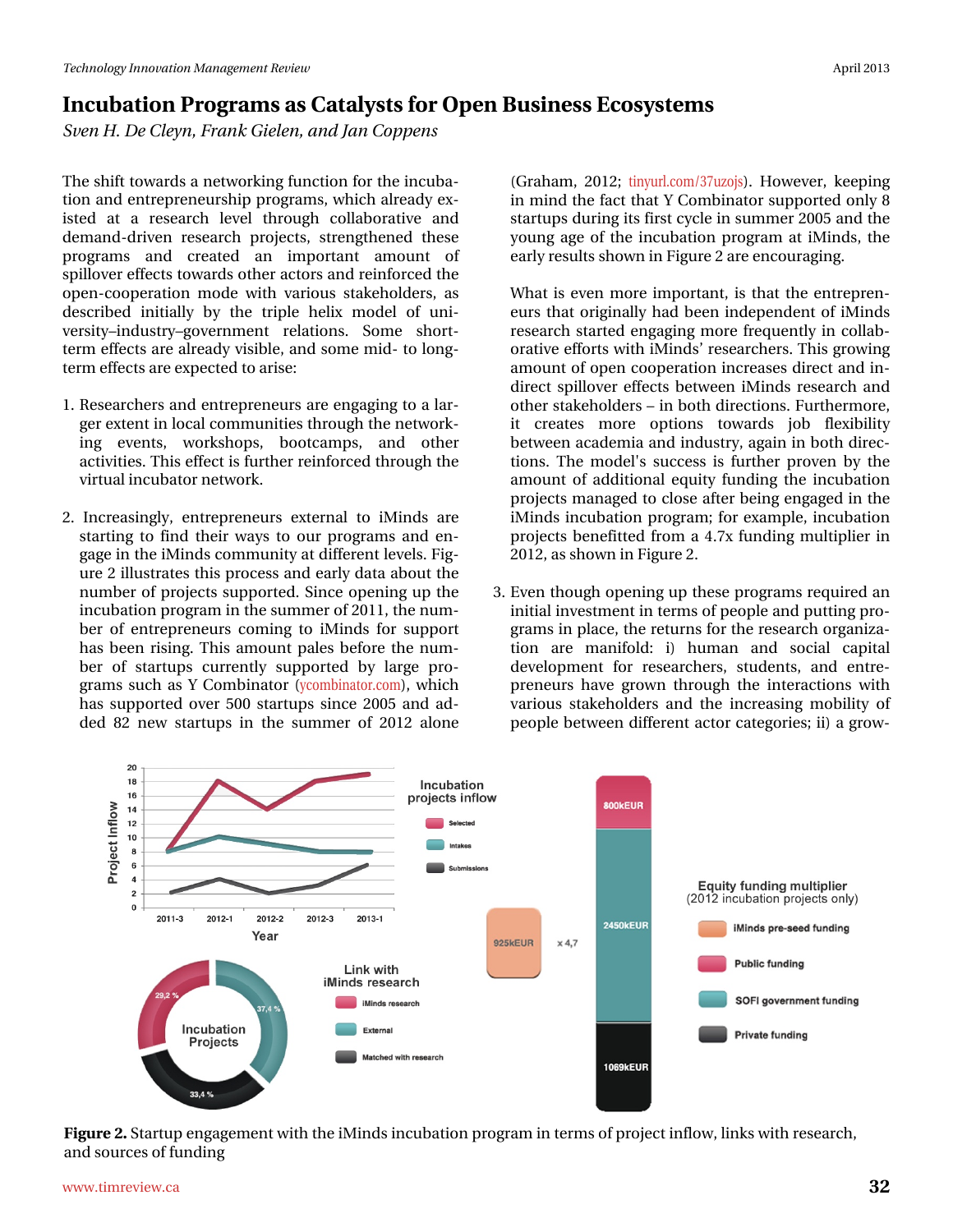# Incubation Programs as Catalysts for Open Business Ecosystems

*Sven H. De Cleyn, Frank Gielen, and Jan Coppens*

The shift towards a networking function for the incubation and entrepreneurship programs, which already existed at a research level through collaborative and demand-driven research projects, strengthened these programs and created an important amount of spillover effects towards other actors and reinforced the open-cooperation mode with various stakeholders, as described initially by the triple helix model of university–industry–government relations. Some short-term effects are already visible, and some mid- to long-term effects are expected to arise:

1. Researchers and entrepreneurs are engaging to a larger extent in local communities through the networking events, workshops, bootcamps, and other activities. This effect is further reinforced through the virtual incubator network.

2. Increasingly, entrepreneurs external to iMinds are starting to find their ways to our programs and engage in the iMinds community at different levels. Figure 2 illustrates this process and early data about the number of projects supported. Since opening up the incubation program in the summer of 2011, the number of entrepreneurs coming to iMinds for support has been rising. This amount pales before the number of startups currently supported by large programs such as Y Combinator (ycombinator.com), which has supported over 500 startups since 2005 and added 82 new startups in the summer of 2012 alone (Graham, 2012; tinyurl.com/37uzojs). However, keeping in mind the fact that Y Combinator supported only 8 startups during its first cycle in summer 2005 and the young age of the incubation program at iMinds, the early results shown in Figure 2 are encouraging.

   What is even more important, is that the entrepreneurs that originally had been independent of iMinds research started engaging more frequently in collaborative efforts with iMinds' researchers. This growing amount of open cooperation increases direct and indirect spillover effects between iMinds research and other stakeholders – in both directions. Furthermore, it creates more options towards job flexibility between academia and industry, again in both directions. The model's success is further proven by the amount of additional equity funding the incubation projects managed to close after being engaged in the iMinds incubation program; for example, incubation projects benefitted from a 4.7x funding multiplier in 2012, as shown in Figure 2.

3. Even though opening up these programs required an initial investment in terms of people and putting programs in place, the returns for the research organization are manifold: i) human and social capital development for researchers, students, and entrepreneurs have grown through the interactions with various stakeholders and the increasing mobility of people between different actor categories; ii) a grow-

**Figure 2.** Startup engagement with the iMinds incubation program in terms of project inflow, links with research, and sources of funding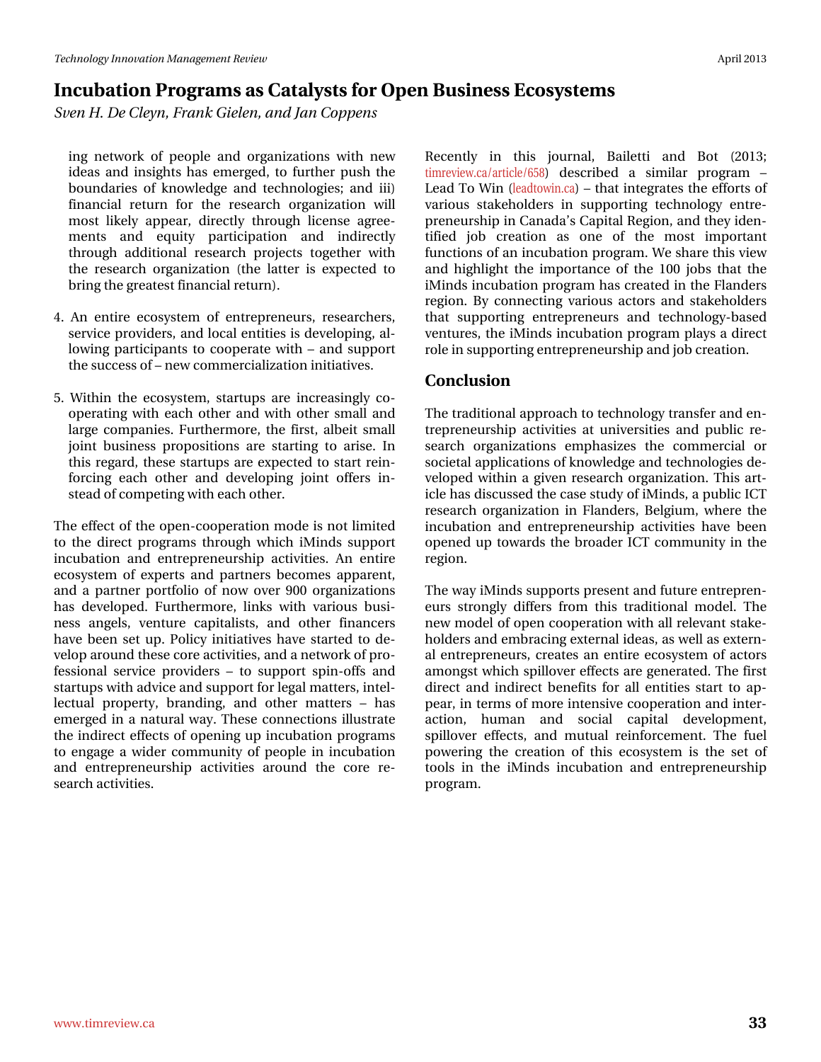ing network of people and organizations with new ideas and insights has emerged, to further push the boundaries of knowledge and technologies; and iii) financial return for the research organization will most likely appear, directly through license agreements and equity participation and indirectly through additional research projects together with the research organization (the latter is expected to bring the greatest financial return).

4. An entire ecosystem of entrepreneurs, researchers, service providers, and local entities is developing, allowing participants to cooperate with – and support the success of – new commercialization initiatives.

5. Within the ecosystem, startups are increasingly cooperating with each other and with other small and large companies. Furthermore, the first, albeit small joint business propositions are starting to arise. In this regard, these startups are expected to start reinforcing each other and developing joint offers instead of competing with each other.

The effect of the open-cooperation mode is not limited to the direct programs through which iMinds support incubation and entrepreneurship activities. An entire ecosystem of experts and partners becomes apparent, and a partner portfolio of now over 900 organizations has developed. Furthermore, links with various business angels, venture capitalists, and other financers have been set up. Policy initiatives have started to develop around these core activities, and a network of professional service providers – to support spin-offs and startups with advice and support for legal matters, intellectual property, branding, and other matters – has emerged in a natural way. These connections illustrate the indirect effects of opening up incubation programs to engage a wider community of people in incubation and entrepreneurship activities around the core research activities.

Recently in this journal, Bailetti and Bot (2013; timreview.ca/article/658) described a similar program – Lead To Win (leadtowin.ca) – that integrates the efforts of various stakeholders in supporting technology entrepreneurship in Canada's Capital Region, and they identified job creation as one of the most important functions of an incubation program. We share this view and highlight the importance of the 100 jobs that the iMinds incubation program has created in the Flanders region. By connecting various actors and stakeholders that supporting entrepreneurs and technology-based ventures, the iMinds incubation program plays a direct role in supporting entrepreneurship and job creation.

## Conclusion

The traditional approach to technology transfer and entrepreneurship activities at universities and public research organizations emphasizes the commercial or societal applications of knowledge and technologies developed within a given research organization. This article has discussed the case study of iMinds, a public ICT research organization in Flanders, Belgium, where the incubation and entrepreneurship activities have been opened up towards the broader ICT community in the region.

The way iMinds supports present and future entrepreneurs strongly differs from this traditional model. The new model of open cooperation with all relevant stakeholders and embracing external ideas, as well as external entrepreneurs, creates an entire ecosystem of actors amongst which spillover effects are generated. The first direct and indirect benefits for all entities start to appear, in terms of more intensive cooperation and interaction, human and social capital development, spillover effects, and mutual reinforcement. The fuel powering the creation of this ecosystem is the set of tools in the iMinds incubation and entrepreneurship program.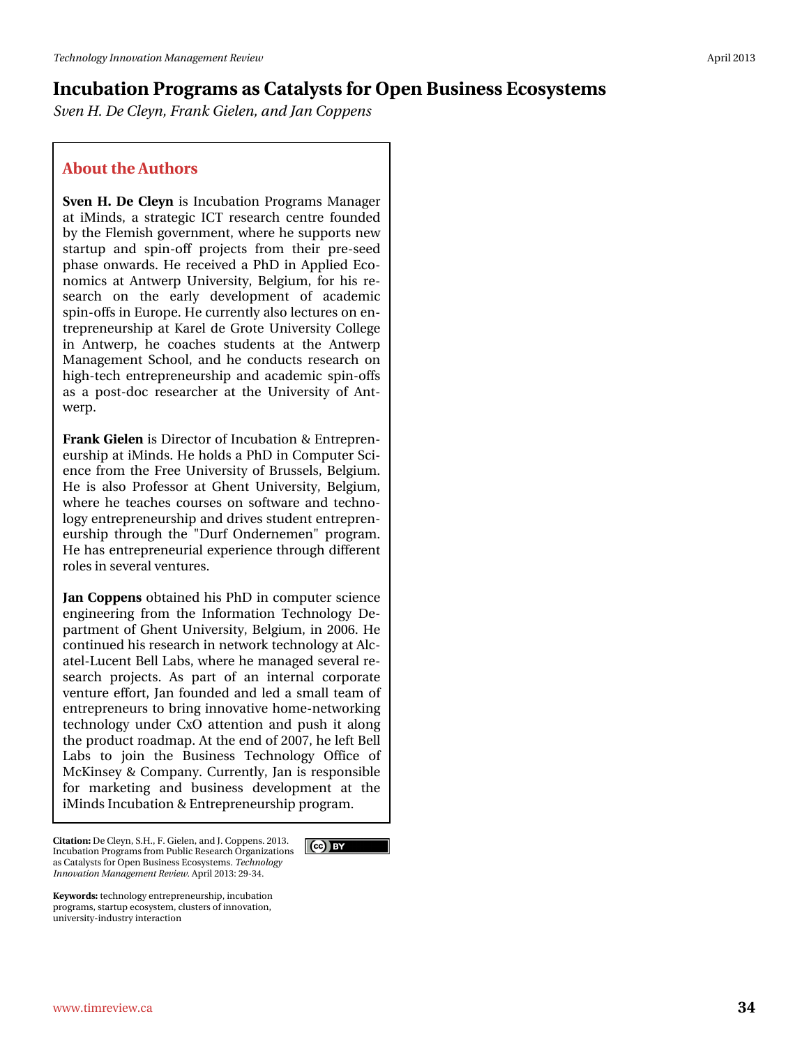# Incubation Programs as Catalysts for Open Business Ecosystems

*Sven H. De Cleyn, Frank Gielen, and Jan Coppens*

## About the Authors

**Sven H. De Cleyn** is Incubation Programs Manager at iMinds, a strategic ICT research centre founded by the Flemish government, where he supports new startup and spin-off projects from their pre-seed phase onwards. He received a PhD in Applied Economics at Antwerp University, Belgium, for his research on the early development of academic spin-offs in Europe. He currently also lectures on entrepreneurship at Karel de Grote University College in Antwerp, he coaches students at the Antwerp Management School, and he conducts research on high-tech entrepreneurship and academic spin-offs as a post-doc researcher at the University of Antwerp.

**Frank Gielen** is Director of Incubation & Entrepreneurship at iMinds. He holds a PhD in Computer Science from the Free University of Brussels, Belgium. He is also Professor at Ghent University, Belgium, where he teaches courses on software and technology entrepreneurship and drives student entrepreneurship through the "Durf Ondernemen" program. He has entrepreneurial experience through different roles in several ventures.

**Jan Coppens** obtained his PhD in computer science engineering from the Information Technology Department of Ghent University, Belgium, in 2006. He continued his research in network technology at Alcatel-Lucent Bell Labs, where he managed several research projects. As part of an internal corporate venture effort, Jan founded and led a small team of entrepreneurs to bring innovative home-networking technology under CxO attention and push it along the product roadmap. At the end of 2007, he left Bell Labs to join the Business Technology Office of McKinsey & Company. Currently, Jan is responsible for marketing and business development at the iMinds Incubation & Entrepreneurship program.

**Citation:** De Cleyn, S.H., F. Gielen, and J. Coppens. 2013. Incubation Programs from Public Research Organizations as Catalysts for Open Business Ecosystems. *Technology Innovation Management Review*. April 2013: 29-34.

**Keywords:** technology entrepreneurship, incubation programs, startup ecosystem, clusters of innovation, university-industry interaction